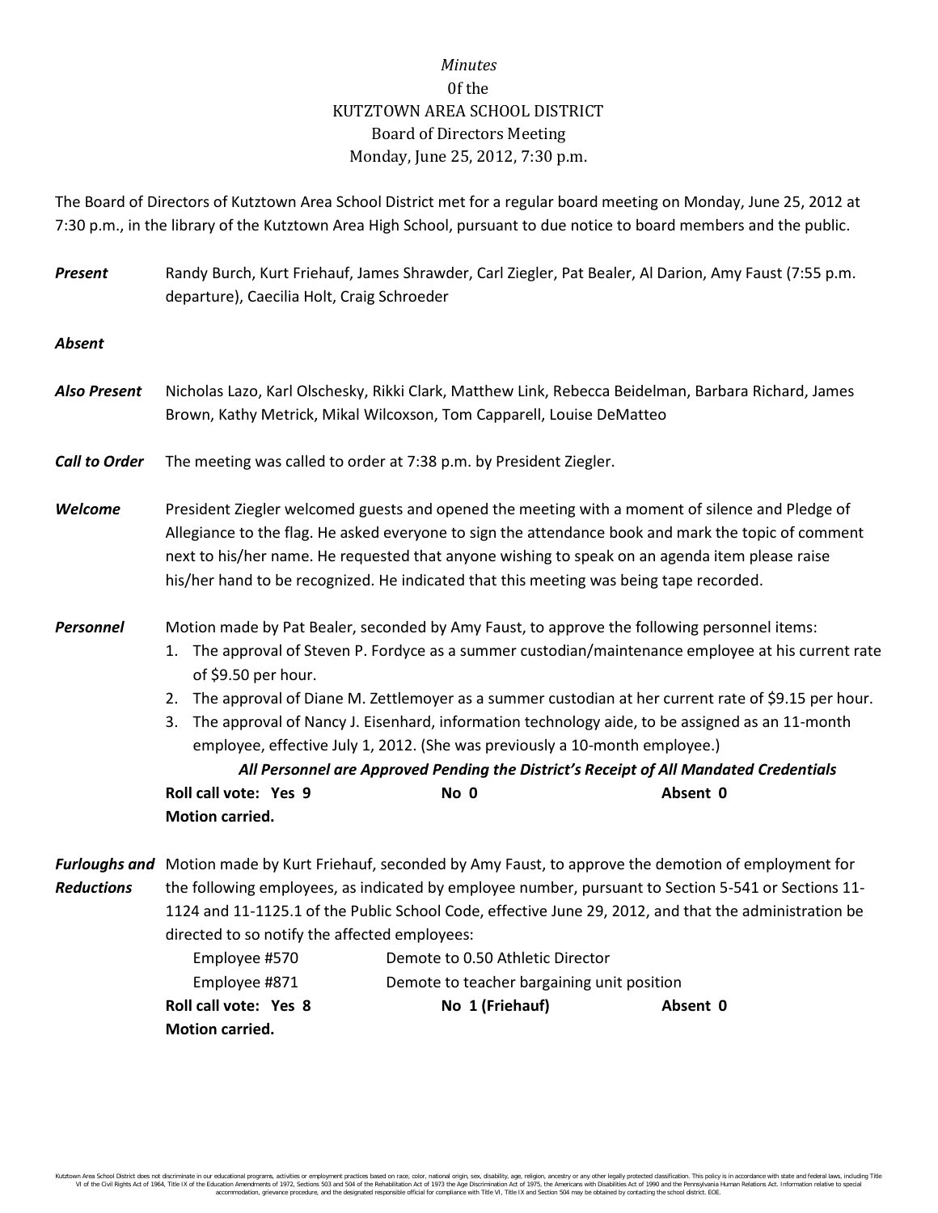*Minutes*
0f the
KUTZTOWN AREA SCHOOL DISTRICT
Board of Directors Meeting
Monday, June 25, 2012, 7:30 p.m.

The Board of Directors of Kutztown Area School District met for a regular board meeting on Monday, June 25, 2012 at 7:30 p.m., in the library of the Kutztown Area High School, pursuant to due notice to board members and the public.

***Present*** Randy Burch, Kurt Friehauf, James Shrawder, Carl Ziegler, Pat Bealer, Al Darion, Amy Faust (7:55 p.m. departure), Caecilia Holt, Craig Schroeder

***Absent***

***Also Present*** Nicholas Lazo, Karl Olschesky, Rikki Clark, Matthew Link, Rebecca Beidelman, Barbara Richard, James Brown, Kathy Metrick, Mikal Wilcoxson, Tom Capparell, Louise DeMatteo

***Call to Order*** The meeting was called to order at 7:38 p.m. by President Ziegler.

***Welcome*** President Ziegler welcomed guests and opened the meeting with a moment of silence and Pledge of Allegiance to the flag. He asked everyone to sign the attendance book and mark the topic of comment next to his/her name. He requested that anyone wishing to speak on an agenda item please raise his/her hand to be recognized. He indicated that this meeting was being tape recorded.

***Personnel*** Motion made by Pat Bealer, seconded by Amy Faust, to approve the following personnel items:

1. The approval of Steven P. Fordyce as a summer custodian/maintenance employee at his current rate of $9.50 per hour.
2. The approval of Diane M. Zettlemoyer as a summer custodian at her current rate of $9.15 per hour.
3. The approval of Nancy J. Eisenhard, information technology aide, to be assigned as an 11-month employee, effective July 1, 2012. (She was previously a 10-month employee.)

***All Personnel are Approved Pending the District's Receipt of All Mandated Credentials***

**Roll call vote: Yes 9** **No 0** **Absent 0**
**Motion carried.**

***Furloughs and Reductions*** Motion made by Kurt Friehauf, seconded by Amy Faust, to approve the demotion of employment for the following employees, as indicated by employee number, pursuant to Section 5-541 or Sections 11-1124 and 11-1125.1 of the Public School Code, effective June 29, 2012, and that the administration be directed to so notify the affected employees:

| | |
|---|---|
| Employee #570 | Demote to 0.50 Athletic Director |
| Employee #871 | Demote to teacher bargaining unit position |

**Roll call vote: Yes 8** **No 1 (Friehauf)** **Absent 0**
**Motion carried.**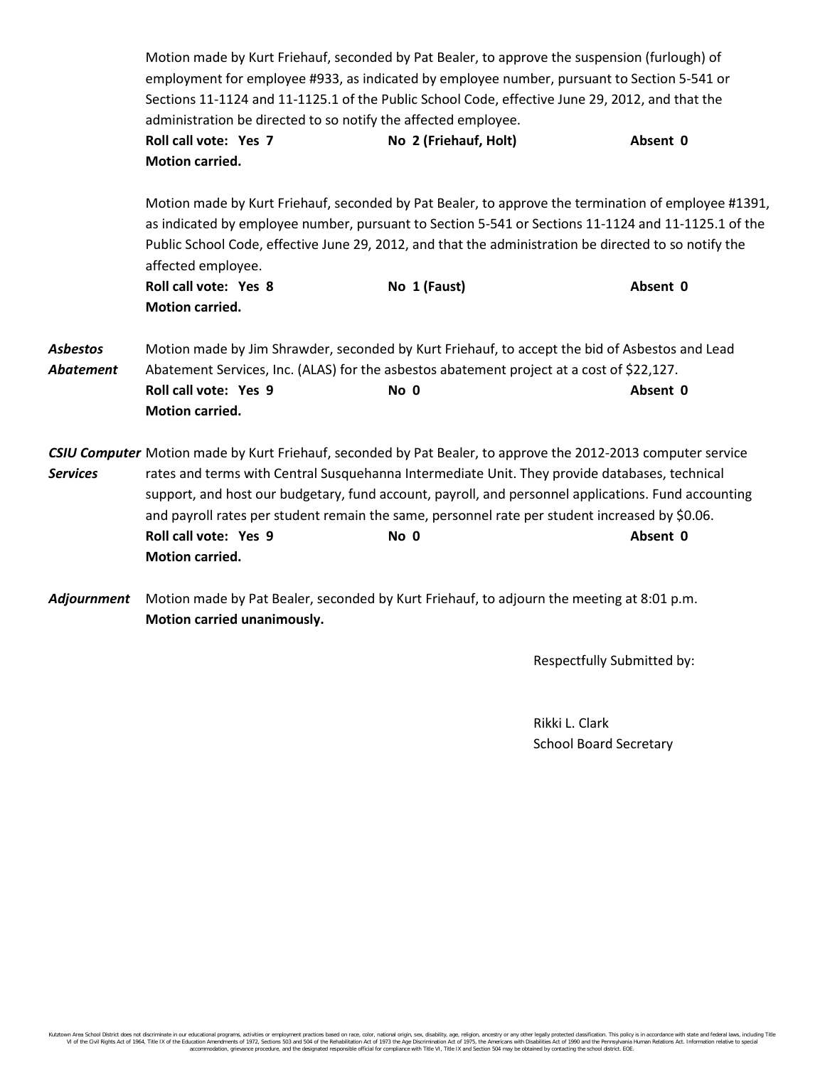Motion made by Kurt Friehauf, seconded by Pat Bealer, to approve the suspension (furlough) of employment for employee #933, as indicated by employee number, pursuant to Section 5-541 or Sections 11-1124 and 11-1125.1 of the Public School Code, effective June 29, 2012, and that the administration be directed to so notify the affected employee.

**Roll call vote: Yes 7** **No 2 (Friehauf, Holt)** **Absent 0**
**Motion carried.**

Motion made by Kurt Friehauf, seconded by Pat Bealer, to approve the termination of employee #1391, as indicated by employee number, pursuant to Section 5-541 or Sections 11-1124 and 11-1125.1 of the Public School Code, effective June 29, 2012, and that the administration be directed to so notify the affected employee.

**Roll call vote: Yes 8** **No 1 (Faust)** **Absent 0**
**Motion carried.**

***Asbestos Abatement*** Motion made by Jim Shrawder, seconded by Kurt Friehauf, to accept the bid of Asbestos and Lead Abatement Services, Inc. (ALAS) for the asbestos abatement project at a cost of $22,127.

**Roll call vote: Yes 9** **No 0** **Absent 0**
**Motion carried.**

***CSIU Computer Services*** Motion made by Kurt Friehauf, seconded by Pat Bealer, to approve the 2012-2013 computer service rates and terms with Central Susquehanna Intermediate Unit. They provide databases, technical support, and host our budgetary, fund account, payroll, and personnel applications. Fund accounting and payroll rates per student remain the same, personnel rate per student increased by $0.06.

**Roll call vote: Yes 9** **No 0** **Absent 0**
**Motion carried.**

***Adjournment*** Motion made by Pat Bealer, seconded by Kurt Friehauf, to adjourn the meeting at 8:01 p.m.
**Motion carried unanimously.**

Respectfully Submitted by:

Rikki L. Clark
School Board Secretary

Kutztown Area School District does not discriminate in our educational programs, activities or employment practices based on race, color, national origin, sex, disability, age, religion, ancestry or any other legally protected classification. This policy is in accordance with state and federal laws, including Title VI of the Civil Rights Act of 1964, Title IX of the Education Amendments of 1972, Sections 503 and 504 of the Rehabilitation Act of 1973 the Age Discrimination Act of 1975, the Americans with Disabilities Act of 1990 and the Pennsylvania Human Relations Act. Information relative to special accommodation, grievance procedure, and the designated responsible official for compliance with Title VI, Title IX and Section 504 may be obtained by contacting the school district. EOE.